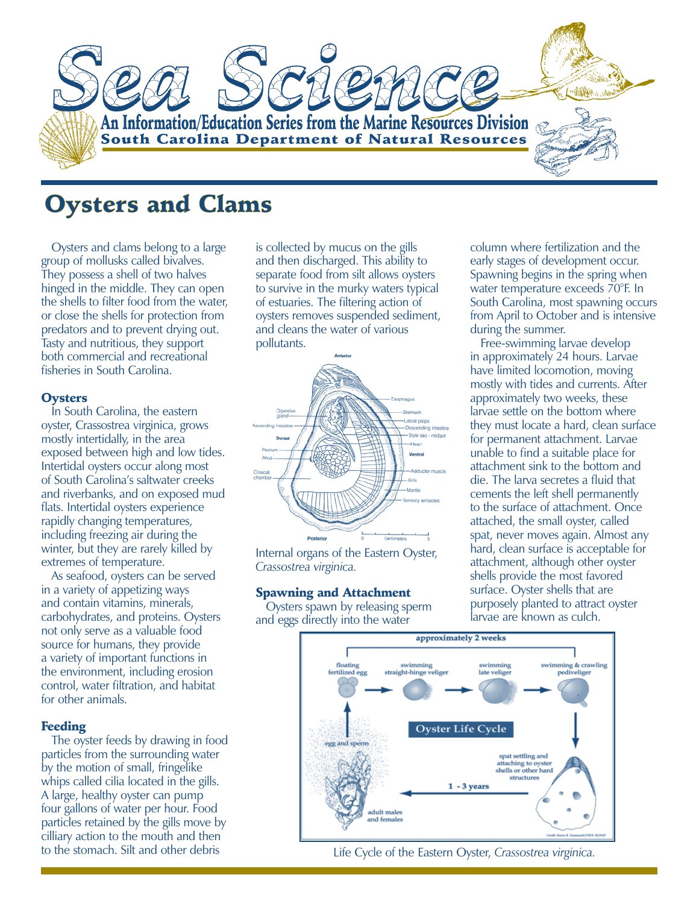# Sea Science

**An Information/Education Series from the Marine Resources Division**
**South Carolina Department of Natural Resources**

## Oysters and Clams

Oysters and clams belong to a large group of mollusks called bivalves. They possess a shell of two halves hinged in the middle. They can open the shells to filter food from the water, or close the shells for protection from predators and to prevent drying out. Tasty and nutritious, they support both commercial and recreational fisheries in South Carolina.

### Oysters

In South Carolina, the eastern oyster, Crassostrea virginica, grows mostly intertidally, in the area exposed between high and low tides. Intertidal oysters occur along most of South Carolina's saltwater creeks and riverbanks, and on exposed mud flats. Intertidal oysters experience rapidly changing temperatures, including freezing air during the winter, but they are rarely killed by extremes of temperature.

As seafood, oysters can be served in a variety of appetizing ways and contain vitamins, minerals, carbohydrates, and proteins. Oysters not only serve as a valuable food source for humans, they provide a variety of important functions in the environment, including erosion control, water filtration, and habitat for other animals.

### Feeding

The oyster feeds by drawing in food particles from the surrounding water by the motion of small, fringelike whips called cilia located in the gills. A large, healthy oyster can pump four gallons of water per hour. Food particles retained by the gills move by cilliary action to the mouth and then to the stomach. Silt and other debris is collected by mucus on the gills and then discharged. This ability to separate food from silt allows oysters to survive in the murky waters typical of estuaries. The filtering action of oysters removes suspended sediment, and cleans the water of various pollutants.

Internal organs of the Eastern Oyster, *Crassostrea virginica.*

### Spawning and Attachment

Oysters spawn by releasing sperm and eggs directly into the water column where fertilization and the early stages of development occur. Spawning begins in the spring when water temperature exceeds 70°F. In South Carolina, most spawning occurs from April to October and is intensive during the summer.

Free-swimming larvae develop in approximately 24 hours. Larvae have limited locomotion, moving mostly with tides and currents. After approximately two weeks, these larvae settle on the bottom where they must locate a hard, clean surface for permanent attachment. Larvae unable to find a suitable place for attachment sink to the bottom and die. The larva secretes a fluid that cements the left shell permanently to the surface of attachment. Once attached, the small oyster, called spat, never moves again. Almost any hard, clean surface is acceptable for attachment, although other oyster shells provide the most favored surface. Oyster shells that are purposely planted to attract oyster larvae are known as culch.

Life Cycle of the Eastern Oyster, *Crassostrea virginica.*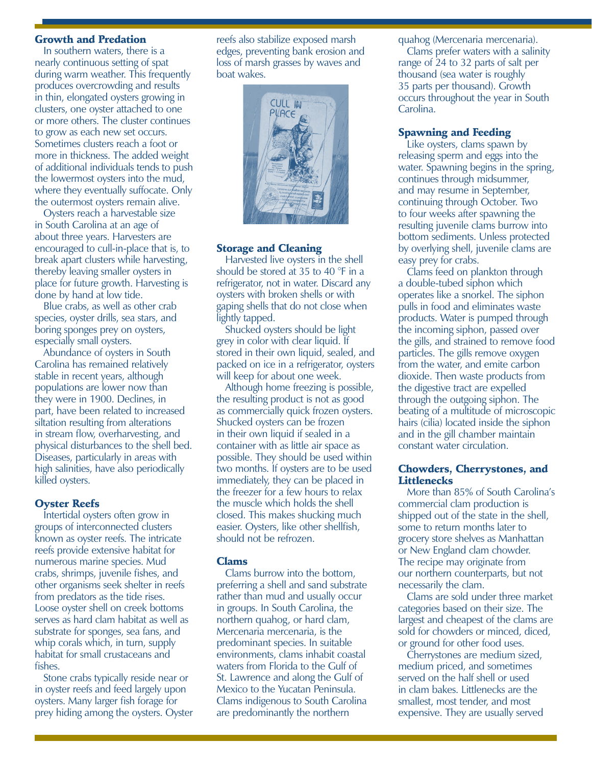### Growth and Predation

In southern waters, there is a nearly continuous setting of spat during warm weather. This frequently produces overcrowding and results in thin, elongated oysters growing in clusters, one oyster attached to one or more others. The cluster continues to grow as each new set occurs. Sometimes clusters reach a foot or more in thickness. The added weight of additional individuals tends to push the lowermost oysters into the mud, where they eventually suffocate. Only the outermost oysters remain alive.

Oysters reach a harvestable size in South Carolina at an age of about three years. Harvesters are encouraged to cull-in-place that is, to break apart clusters while harvesting, thereby leaving smaller oysters in place for future growth. Harvesting is done by hand at low tide.

Blue crabs, as well as other crab species, oyster drills, sea stars, and boring sponges prey on oysters, especially small oysters.

Abundance of oysters in South Carolina has remained relatively stable in recent years, although populations are lower now than they were in 1900. Declines, in part, have been related to increased siltation resulting from alterations in stream flow, overharvesting, and physical disturbances to the shell bed. Diseases, particularly in areas with high salinities, have also periodically killed oysters.

### Oyster Reefs

Intertidal oysters often grow in groups of interconnected clusters known as oyster reefs. The intricate reefs provide extensive habitat for numerous marine species. Mud crabs, shrimps, juvenile fishes, and other organisms seek shelter in reefs from predators as the tide rises. Loose oyster shell on creek bottoms serves as hard clam habitat as well as substrate for sponges, sea fans, and whip corals which, in turn, supply habitat for small crustaceans and fishes.

Stone crabs typically reside near or in oyster reefs and feed largely upon oysters. Many larger fish forage for prey hiding among the oysters. Oyster reefs also stabilize exposed marsh edges, preventing bank erosion and loss of marsh grasses by waves and boat wakes.

### Storage and Cleaning

Harvested live oysters in the shell should be stored at 35 to 40 °F in a refrigerator, not in water. Discard any oysters with broken shells or with gaping shells that do not close when lightly tapped.

Shucked oysters should be light grey in color with clear liquid. If stored in their own liquid, sealed, and packed on ice in a refrigerator, oysters will keep for about one week.

Although home freezing is possible, the resulting product is not as good as commercially quick frozen oysters. Shucked oysters can be frozen in their own liquid if sealed in a container with as little air space as possible. They should be used within two months. If oysters are to be used immediately, they can be placed in the freezer for a few hours to relax the muscle which holds the shell closed. This makes shucking much easier. Oysters, like other shellfish, should not be refrozen.

### Clams

Clams burrow into the bottom, preferring a shell and sand substrate rather than mud and usually occur in groups. In South Carolina, the northern quahog, or hard clam, Mercenaria mercenaria, is the predominant species. In suitable environments, clams inhabit coastal waters from Florida to the Gulf of St. Lawrence and along the Gulf of Mexico to the Yucatan Peninsula. Clams indigenous to South Carolina are predominantly the northern quahog (Mercenaria mercenaria).

Clams prefer waters with a salinity range of 24 to 32 parts of salt per thousand (sea water is roughly 35 parts per thousand). Growth occurs throughout the year in South Carolina.

### Spawning and Feeding

Like oysters, clams spawn by releasing sperm and eggs into the water. Spawning begins in the spring, continues through midsummer, and may resume in September, continuing through October. Two to four weeks after spawning the resulting juvenile clams burrow into bottom sediments. Unless protected by overlying shell, juvenile clams are easy prey for crabs.

Clams feed on plankton through a double-tubed siphon which operates like a snorkel. The siphon pulls in food and eliminates waste products. Water is pumped through the incoming siphon, passed over the gills, and strained to remove food particles. The gills remove oxygen from the water, and emite carbon dioxide. Then waste products from the digestive tract are expelled through the outgoing siphon. The beating of a multitude of microscopic hairs (cilia) located inside the siphon and in the gill chamber maintain constant water circulation.

### Chowders, Cherrystones, and Littlenecks

More than 85% of South Carolina's commercial clam production is shipped out of the state in the shell, some to return months later to grocery store shelves as Manhattan or New England clam chowder. The recipe may originate from our northern counterparts, but not necessarily the clam.

Clams are sold under three market categories based on their size. The largest and cheapest of the clams are sold for chowders or minced, diced, or ground for other food uses.

Cherrystones are medium sized, medium priced, and sometimes served on the half shell or used in clam bakes. Littlenecks are the smallest, most tender, and most expensive. They are usually served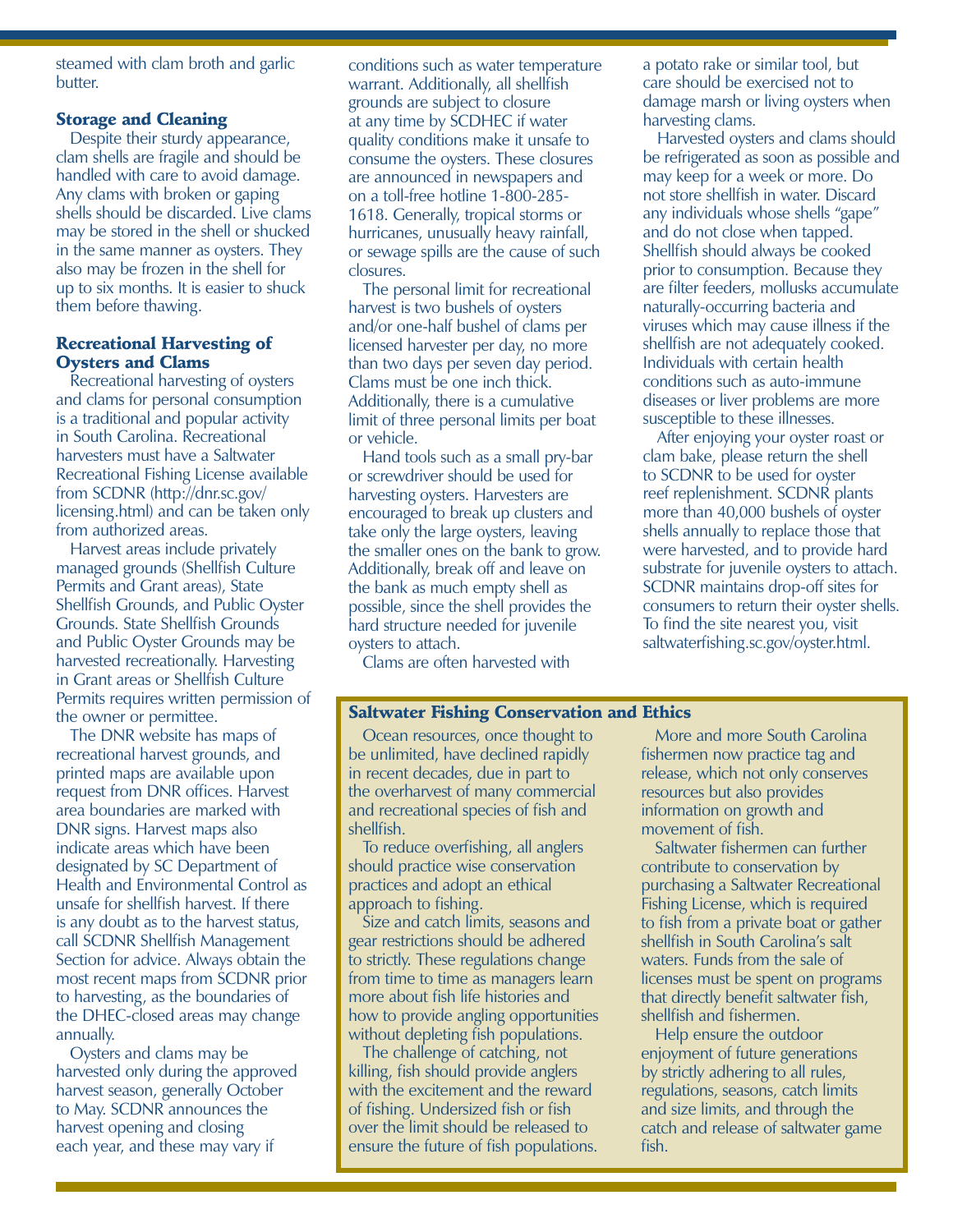steamed with clam broth and garlic butter.

### Storage and Cleaning

Despite their sturdy appearance, clam shells are fragile and should be handled with care to avoid damage. Any clams with broken or gaping shells should be discarded. Live clams may be stored in the shell or shucked in the same manner as oysters. They also may be frozen in the shell for up to six months. It is easier to shuck them before thawing.

### Recreational Harvesting of Oysters and Clams

Recreational harvesting of oysters and clams for personal consumption is a traditional and popular activity in South Carolina. Recreational harvesters must have a Saltwater Recreational Fishing License available from SCDNR (http://dnr.sc.gov/licensing.html) and can be taken only from authorized areas.

Harvest areas include privately managed grounds (Shellfish Culture Permits and Grant areas), State Shellfish Grounds, and Public Oyster Grounds. State Shellfish Grounds and Public Oyster Grounds may be harvested recreationally. Harvesting in Grant areas or Shellfish Culture Permits requires written permission of the owner or permittee.

The DNR website has maps of recreational harvest grounds, and printed maps are available upon request from DNR offices. Harvest area boundaries are marked with DNR signs. Harvest maps also indicate areas which have been designated by SC Department of Health and Environmental Control as unsafe for shellfish harvest. If there is any doubt as to the harvest status, call SCDNR Shellfish Management Section for advice. Always obtain the most recent maps from SCDNR prior to harvesting, as the boundaries of the DHEC-closed areas may change annually.

Oysters and clams may be harvested only during the approved harvest season, generally October to May. SCDNR announces the harvest opening and closing each year, and these may vary if conditions such as water temperature warrant. Additionally, all shellfish grounds are subject to closure at any time by SCDHEC if water quality conditions make it unsafe to consume the oysters. These closures are announced in newspapers and on a toll-free hotline 1-800-285-1618. Generally, tropical storms or hurricanes, unusually heavy rainfall, or sewage spills are the cause of such closures.

The personal limit for recreational harvest is two bushels of oysters and/or one-half bushel of clams per licensed harvester per day, no more than two days per seven day period. Clams must be one inch thick. Additionally, there is a cumulative limit of three personal limits per boat or vehicle.

Hand tools such as a small pry-bar or screwdriver should be used for harvesting oysters. Harvesters are encouraged to break up clusters and take only the large oysters, leaving the smaller ones on the bank to grow. Additionally, break off and leave on the bank as much empty shell as possible, since the shell provides the hard structure needed for juvenile oysters to attach.

Clams are often harvested with a potato rake or similar tool, but care should be exercised not to damage marsh or living oysters when harvesting clams.

Harvested oysters and clams should be refrigerated as soon as possible and may keep for a week or more. Do not store shellfish in water. Discard any individuals whose shells "gape" and do not close when tapped. Shellfish should always be cooked prior to consumption. Because they are filter feeders, mollusks accumulate naturally-occurring bacteria and viruses which may cause illness if the shellfish are not adequately cooked. Individuals with certain health conditions such as auto-immune diseases or liver problems are more susceptible to these illnesses.

After enjoying your oyster roast or clam bake, please return the shell to SCDNR to be used for oyster reef replenishment. SCDNR plants more than 40,000 bushels of oyster shells annually to replace those that were harvested, and to provide hard substrate for juvenile oysters to attach. SCDNR maintains drop-off sites for consumers to return their oyster shells. To find the site nearest you, visit saltwaterfishing.sc.gov/oyster.html.

### Saltwater Fishing Conservation and Ethics

Ocean resources, once thought to be unlimited, have declined rapidly in recent decades, due in part to the overharvest of many commercial and recreational species of fish and shellfish.

To reduce overfishing, all anglers should practice wise conservation practices and adopt an ethical approach to fishing.

Size and catch limits, seasons and gear restrictions should be adhered to strictly. These regulations change from time to time as managers learn more about fish life histories and how to provide angling opportunities without depleting fish populations.

The challenge of catching, not killing, fish should provide anglers with the excitement and the reward of fishing. Undersized fish or fish over the limit should be released to ensure the future of fish populations.

More and more South Carolina fishermen now practice tag and release, which not only conserves resources but also provides information on growth and movement of fish.

Saltwater fishermen can further contribute to conservation by purchasing a Saltwater Recreational Fishing License, which is required to fish from a private boat or gather shellfish in South Carolina's salt waters. Funds from the sale of licenses must be spent on programs that directly benefit saltwater fish, shellfish and fishermen.

Help ensure the outdoor enjoyment of future generations by strictly adhering to all rules, regulations, seasons, catch limits and size limits, and through the catch and release of saltwater game fish.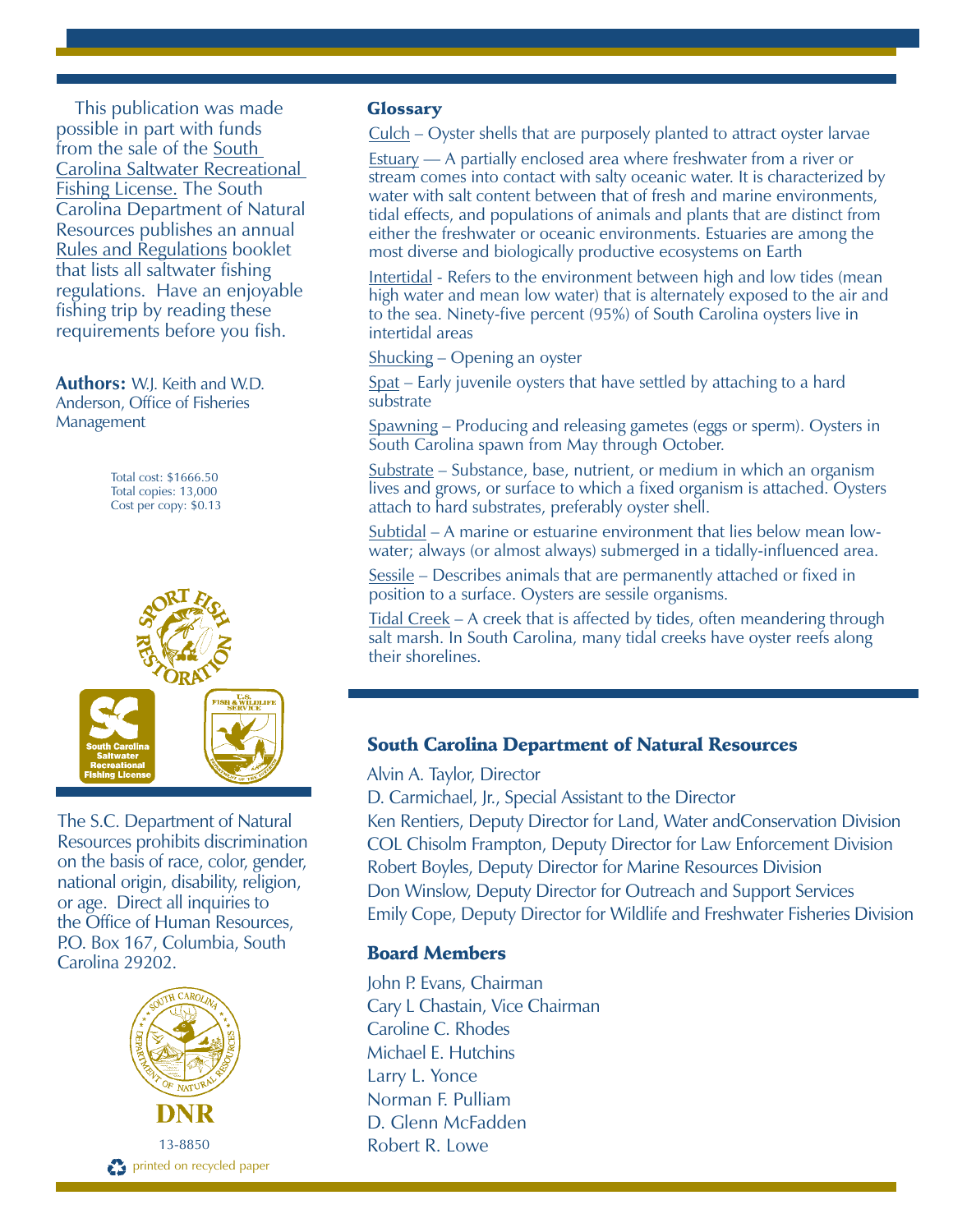This publication was made possible in part with funds from the sale of the South Carolina Saltwater Recreational Fishing License. The South Carolina Department of Natural Resources publishes an annual Rules and Regulations booklet that lists all saltwater fishing regulations. Have an enjoyable fishing trip by reading these requirements before you fish.

**Authors:** W.J. Keith and W.D. Anderson, Office of Fisheries Management

Total cost: $1666.50
Total copies: 13,000
Cost per copy: $0.13

The S.C. Department of Natural Resources prohibits discrimination on the basis of race, color, gender, national origin, disability, religion, or age. Direct all inquiries to the Office of Human Resources, P.O. Box 167, Columbia, South Carolina 29202.

13-8850

printed on recycled paper

## Glossary

Culch – Oyster shells that are purposely planted to attract oyster larvae

Estuary — A partially enclosed area where freshwater from a river or stream comes into contact with salty oceanic water. It is characterized by water with salt content between that of fresh and marine environments, tidal effects, and populations of animals and plants that are distinct from either the freshwater or oceanic environments. Estuaries are among the most diverse and biologically productive ecosystems on Earth

Intertidal - Refers to the environment between high and low tides (mean high water and mean low water) that is alternately exposed to the air and to the sea. Ninety-five percent (95%) of South Carolina oysters live in intertidal areas

Shucking – Opening an oyster

Spat – Early juvenile oysters that have settled by attaching to a hard substrate

Spawning – Producing and releasing gametes (eggs or sperm). Oysters in South Carolina spawn from May through October.

Substrate – Substance, base, nutrient, or medium in which an organism lives and grows, or surface to which a fixed organism is attached. Oysters attach to hard substrates, preferably oyster shell.

Subtidal – A marine or estuarine environment that lies below mean low-water; always (or almost always) submerged in a tidally-influenced area.

Sessile – Describes animals that are permanently attached or fixed in position to a surface. Oysters are sessile organisms.

Tidal Creek – A creek that is affected by tides, often meandering through salt marsh. In South Carolina, many tidal creeks have oyster reefs along their shorelines.

## South Carolina Department of Natural Resources

Alvin A. Taylor, Director
D. Carmichael, Jr., Special Assistant to the Director
Ken Rentiers, Deputy Director for Land, Water andConservation Division
COL Chisolm Frampton, Deputy Director for Law Enforcement Division
Robert Boyles, Deputy Director for Marine Resources Division
Don Winslow, Deputy Director for Outreach and Support Services
Emily Cope, Deputy Director for Wildlife and Freshwater Fisheries Division

## Board Members

John P. Evans, Chairman
Cary L Chastain, Vice Chairman
Caroline C. Rhodes
Michael E. Hutchins
Larry L. Yonce
Norman F. Pulliam
D. Glenn McFadden
Robert R. Lowe